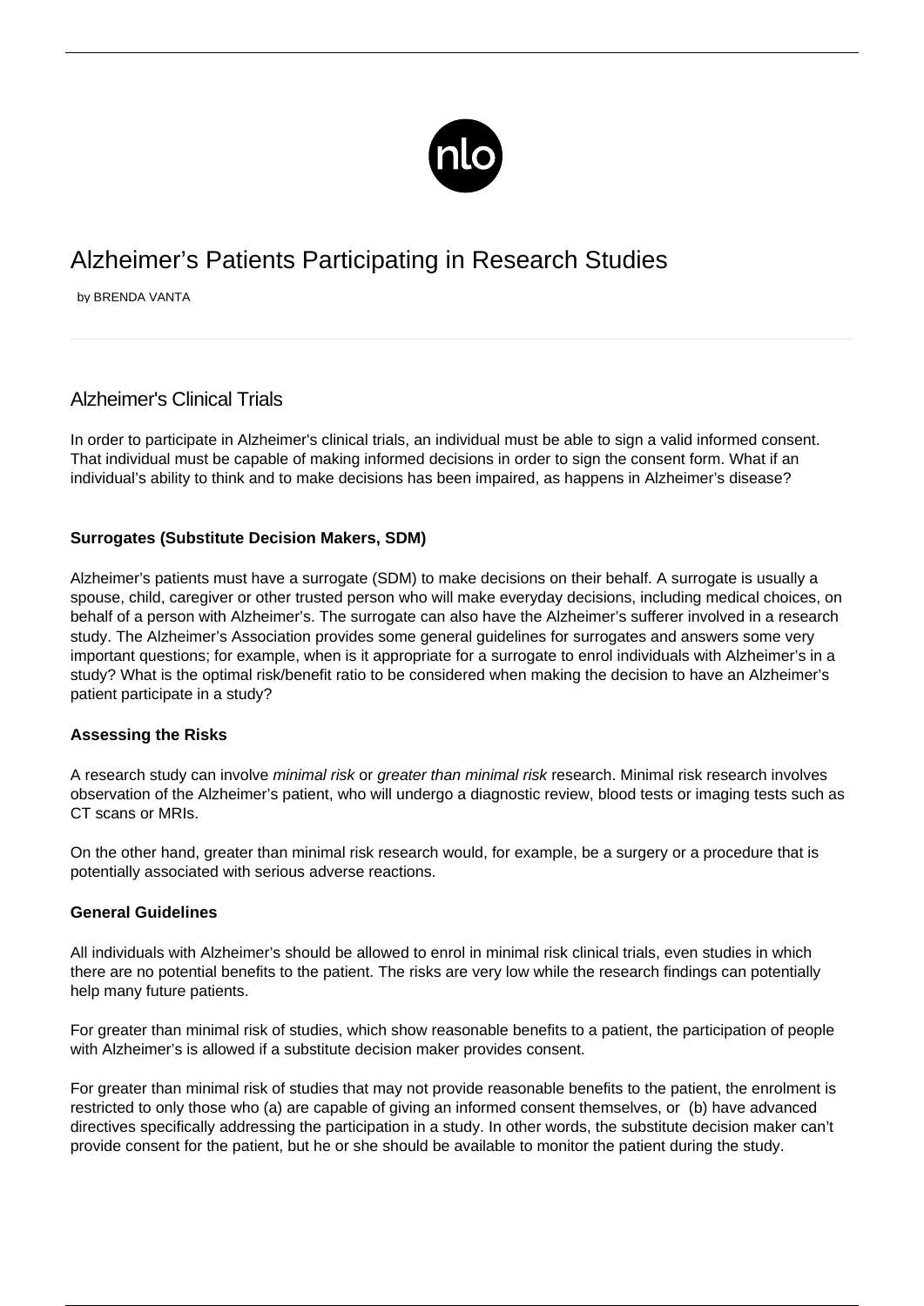# Alzheimer’s Patients Participating in Research Studies

by BRENDA VANTA

## Alzheimer's Clinical Trials

In order to participate in Alzheimer's clinical trials, an individual must be able to sign a valid informed consent. That individual must be capable of making informed decisions in order to sign the consent form. What if an individual’s ability to think and to make decisions has been impaired, as happens in Alzheimer’s disease?

### Surrogates (Substitute Decision Makers, SDM)

Alzheimer’s patients must have a surrogate (SDM) to make decisions on their behalf. A surrogate is usually a spouse, child, caregiver or other trusted person who will make everyday decisions, including medical choices, on behalf of a person with Alzheimer’s. The surrogate can also have the Alzheimer’s sufferer involved in a research study. The Alzheimer’s Association provides some general guidelines for surrogates and answers some very important questions; for example, when is it appropriate for a surrogate to enrol individuals with Alzheimer’s in a study? What is the optimal risk/benefit ratio to be considered when making the decision to have an Alzheimer’s patient participate in a study?

### Assessing the Risks

A research study can involve *minimal risk* or *greater than minimal risk* research. Minimal risk research involves observation of the Alzheimer’s patient, who will undergo a diagnostic review, blood tests or imaging tests such as CT scans or MRIs.

On the other hand, greater than minimal risk research would, for example, be a surgery or a procedure that is potentially associated with serious adverse reactions.

### General Guidelines

All individuals with Alzheimer’s should be allowed to enrol in minimal risk clinical trials, even studies in which there are no potential benefits to the patient. The risks are very low while the research findings can potentially help many future patients.

For greater than minimal risk of studies, which show reasonable benefits to a patient, the participation of people with Alzheimer’s is allowed if a substitute decision maker provides consent.

For greater than minimal risk of studies that may not provide reasonable benefits to the patient, the enrolment is restricted to only those who (a) are capable of giving an informed consent themselves, or (b) have advanced directives specifically addressing the participation in a study. In other words, the substitute decision maker can’t provide consent for the patient, but he or she should be available to monitor the patient during the study.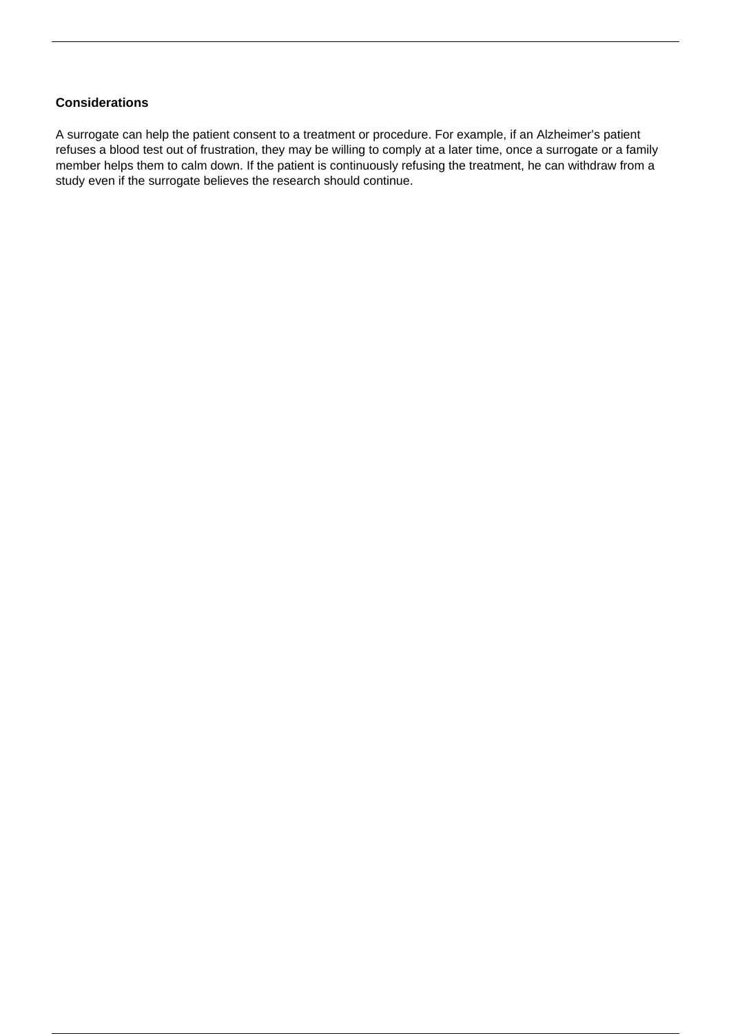**Considerations**

A surrogate can help the patient consent to a treatment or procedure. For example, if an Alzheimer's patient refuses a blood test out of frustration, they may be willing to comply at a later time, once a surrogate or a family member helps them to calm down. If the patient is continuously refusing the treatment, he can withdraw from a study even if the surrogate believes the research should continue.